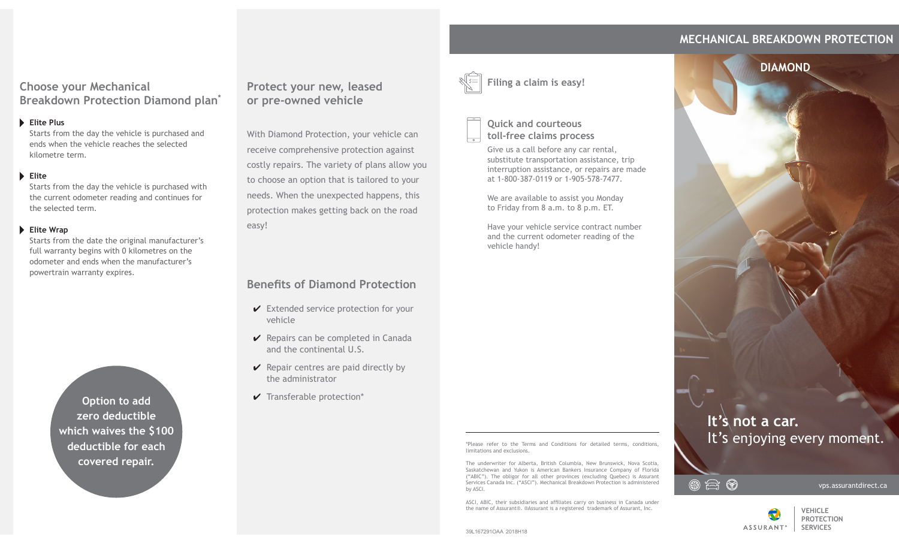## Choose your Mechanical Breakdown Protection Diamond plan*

**Elite Plus**
Starts from the day the vehicle is purchased and ends when the vehicle reaches the selected kilometre term.

**Elite**
Starts from the day the vehicle is purchased with the current odometer reading and continues for the selected term.

**Elite Wrap**
Starts from the date the original manufacturer's full warranty begins with 0 kilometres on the odometer and ends when the manufacturer's powertrain warranty expires.

**Option to add zero deductible which waives the $100 deductible for each covered repair.**

## Protect your new, leased or pre-owned vehicle

With Diamond Protection, your vehicle can receive comprehensive protection against costly repairs. The variety of plans allow you to choose an option that is tailored to your needs. When the unexpected happens, this protection makes getting back on the road easy!

## Benefits of Diamond Protection

- ✔ Extended service protection for your vehicle
- ✔ Repairs can be completed in Canada and the continental U.S.
- ✔ Repair centres are paid directly by the administrator
- ✔ Transferable protection*

## Filing a claim is easy!

### Quick and courteous toll-free claims process

Give us a call before any car rental, substitute transportation assistance, trip interruption assistance, or repairs are made at 1-800-387-0119 or 1-905-578-7477.

We are available to assist you Monday to Friday from 8 a.m. to 8 p.m. ET.

Have your vehicle service contract number and the current odometer reading of the vehicle handy!

*Please refer to the Terms and Conditions for detailed terms, conditions, limitations and exclusions.

The underwriter for Alberta, British Columbia, New Brunswick, Nova Scotia, Saskatchewan and Yukon is American Bankers Insurance Company of Florida ("ABIC"). The obligor for all other provinces (excluding Quebec) is Assurant Services Canada Inc. ("ASCI"). Mechanical Breakdown Protection is administered by ASCI.

ASCI, ABIC, their subsidiaries and affiliates carry on business in Canada under the name of Assurant®. ®Assurant is a registered trademark of Assurant, Inc.

39L167291OAA 2018H18

# MECHANICAL BREAKDOWN PROTECTION

## DIAMOND

**It's not a car.**
It's enjoying every moment.

vps.assurantdirect.ca

ASSURANT® VEHICLE PROTECTION SERVICES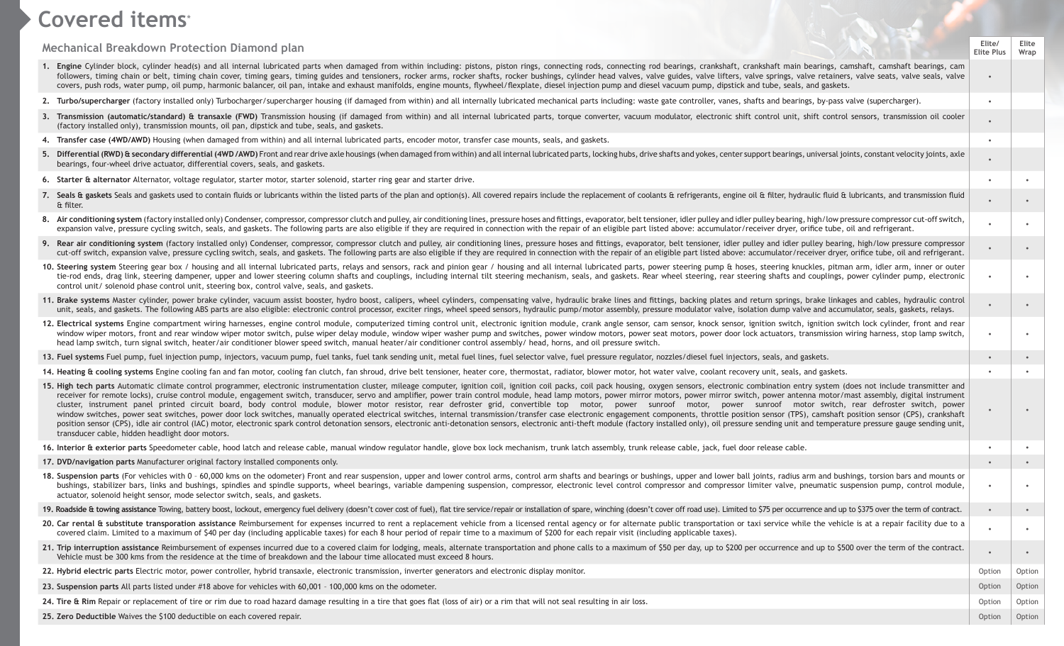# Covered items*

## Mechanical Breakdown Protection Diamond plan

| | Elite/ Elite Plus | Elite Wrap |
|---|---|---|
| **1. Engine** Cylinder block, cylinder head(s) and all internal lubricated parts when damaged from within including: pistons, piston rings, connecting rods, connecting rod bearings, crankshaft, crankshaft main bearings, camshaft, camshaft bearings, cam followers, timing chain or belt, timing chain cover, timing gears, timing guides and tensioners, rocker arms, rocker shafts, rocker bushings, cylinder head valves, valve guides, valve lifters, valve springs, valve retainers, valve seats, valve seals, valve covers, push rods, water pump, oil pump, harmonic balancer, oil pan, intake and exhaust manifolds, engine mounts, flywheel/flexplate, diesel injection pump and diesel vacuum pump, dipstick and tube, seals, and gaskets. | • | |
| **2. Turbo/supercharger** (factory installed only) Turbocharger/supercharger housing (if damaged from within) and all internally lubricated mechanical parts including: waste gate controller, vanes, shafts and bearings, by-pass valve (supercharger). | • | |
| **3. Transmission (automatic/standard) & transaxle (FWD)** Transmission housing (if damaged from within) and all internal lubricated parts, torque converter, vacuum modulator, electronic shift control unit, shift control sensors, transmission oil cooler (factory installed only), transmission mounts, oil pan, dipstick and tube, seals, and gaskets. | • | |
| **4. Transfer case (4WD/AWD)** Housing (when damaged from within) and all internal lubricated parts, encoder motor, transfer case mounts, seals, and gaskets. | • | |
| **5. Differential (RWD) & secondary differential (4WD/AWD)** Front and rear drive axle housings (when damaged from within) and all internal lubricated parts, locking hubs, drive shafts and yokes, center support bearings, universal joints, constant velocity joints, axle bearings, four-wheel drive actuator, differential covers, seals, and gaskets. | • | |
| **6. Starter & alternator** Alternator, voltage regulator, starter motor, starter solenoid, starter ring gear and starter drive. | • | • |
| **7. Seals & gaskets** Seals and gaskets used to contain fluids or lubricants within the listed parts of the plan and option(s). All covered repairs include the replacement of coolants & refrigerants, engine oil & filter, hydraulic fluid & lubricants, and transmission fluid & filter. | • | • |
| **8. Air conditioning system** (factory installed only) Condenser, compressor, compressor clutch and pulley, air conditioning lines, pressure hoses and fittings, evaporator, belt tensioner, idler pulley and idler pulley bearing, high/low pressure compressor cut-off switch, expansion valve, pressure cycling switch, seals, and gaskets. The following parts are also eligible if they are required in connection with the repair of an eligible part listed above: accumulator/receiver dryer, orifice tube, oil and refrigerant. | • | • |
| **9. Rear air conditioning system** (factory installed only) Condenser, compressor, compressor clutch and pulley, air conditioning lines, pressure hoses and fittings, evaporator, belt tensioner, idler pulley and idler pulley bearing, high/low pressure compressor cut-off switch, expansion valve, pressure cycling switch, seals, and gaskets. The following parts are also eligible if they are required in connection with the repair of an eligible part listed above: accumulator/receiver dryer, orifice tube, oil and refrigerant. | • | • |
| **10. Steering system** Steering gear box / housing and all internal lubricated parts, relays and sensors, rack and pinion gear / housing and all internal lubricated parts, power steering pump & hoses, steering knuckles, pitman arm, idler arm, inner or outer tie-rod ends, drag link, steering dampener, upper and lower steering column shafts and couplings, including internal tilt steering mechanism, seals, and gaskets. Rear wheel steering, rear steering shafts and couplings, power cylinder pump, electronic control unit/ solenoid phase control unit, steering box, control valve, seals, and gaskets. | • | • |
| **11. Brake systems** Master cylinder, power brake cylinder, vacuum assist booster, hydro boost, calipers, wheel cylinders, compensating valve, hydraulic brake lines and fittings, backing plates and return springs, brake linkages and cables, hydraulic control unit, seals, and gaskets. The following ABS parts are also eligible: electronic control processor, exciter rings, wheel speed sensors, hydraulic pump/motor assembly, pressure modulator valve, isolation dump valve and accumulator, seals, gaskets, relays. | • | • |
| **12. Electrical systems** Engine compartment wiring harnesses, engine control module, computerized timing control unit, electronic ignition module, crank angle sensor, cam sensor, knock sensor, ignition switch, ignition switch lock cylinder, front and rear window wiper motors, front and rear window wiper motor switch, pulse wiper delay module, window wiper washer pump and switches, power window motors, power seat motors, power door lock actuators, transmission wiring harness, stop lamp switch, head lamp switch, turn signal switch, heater/air conditioner blower speed switch, manual heater/air conditioner control assembly/ head, horns, and oil pressure switch. | • | • |
| **13. Fuel systems** Fuel pump, fuel injection pump, injectors, vacuum pump, fuel tanks, fuel tank sending unit, metal fuel lines, fuel selector valve, fuel pressure regulator, nozzles/diesel fuel injectors, seals, and gaskets. | • | • |
| **14. Heating & cooling systems** Engine cooling fan and fan motor, cooling fan clutch, fan shroud, drive belt tensioner, heater core, thermostat, radiator, blower motor, hot water valve, coolant recovery unit, seals, and gaskets. | • | • |
| **15. High tech parts** Automatic climate control programmer, electronic instrumentation cluster, mileage computer, ignition coil, ignition coil packs, coil pack housing, oxygen sensors, electronic combination entry system (does not include transmitter and receiver for remote locks), cruise control module, engagement switch, transducer, servo and amplifier, power train control module, head lamp motors, power mirror motors, power mirror switch, power antenna motor/mast assembly, digital instrument cluster, instrument panel printed circuit board, body control module, blower motor resistor, rear defroster grid, convertible top motor, power sunroof motor, power sunroof motor switch, rear defroster switch, power window switches, power seat switches, power door lock switches, manually operated electrical switches, internal transmission/transfer case electronic engagement components, throttle position sensor (TPS), camshaft position sensor (CPS), crankshaft position sensor (CPS), idle air control (IAC) motor, electronic spark control detonation sensors, electronic anti-detonation sensors, electronic anti-theft module (factory installed only), oil pressure sending unit and temperature pressure gauge sending unit, transducer cable, hidden headlight door motors. | • | • |
| **16. Interior & exterior parts** Speedometer cable, hood latch and release cable, manual window regulator handle, glove box lock mechanism, trunk latch assembly, trunk release cable, jack, fuel door release cable. | • | • |
| **17. DVD/navigation parts** Manufacturer original factory installed components only. | • | • |
| **18. Suspension parts** (For vehicles with 0 – 60,000 kms on the odometer) Front and rear suspension, upper and lower control arms, control arm shafts and bearings or bushings, upper and lower ball joints, radius arm and bushings, torsion bars and mounts or bushings, stabilizer bars, links and bushings, spindles and spindle supports, wheel bearings, variable dampening suspension, compressor, electronic level control compressor and compressor limiter valve, pneumatic suspension pump, control module, actuator, solenoid height sensor, mode selector switch, seals, and gaskets. | • | • |
| **19. Roadside & towing assistance** Towing, battery boost, lockout, emergency fuel delivery (doesn't cover cost of fuel), flat tire service/repair or installation of spare, winching (doesn't cover off road use). Limited to $75 per occurrence and up to $375 over the term of contract. | • | • |
| **20. Car rental & substitute transporation assistance** Reimbursement for expenses incurred to rent a replacement vehicle from a licensed rental agency or for alternate public transportation or taxi service while the vehicle is at a repair facility due to a covered claim. Limited to a maximum of $40 per day (including applicable taxes) for each 8 hour period of repair time to a maximum of $200 for each repair visit (including applicable taxes). | • | • |
| **21. Trip interruption assistance** Reimbursement of expenses incurred due to a covered claim for lodging, meals, alternate transportation and phone calls to a maximum of $50 per day, up to $200 per occurrence and up to $500 over the term of the contract. Vehicle must be 300 kms from the residence at the time of breakdown and the labour time allocated must exceed 8 hours. | • | • |
| **22. Hybrid electric parts** Electric motor, power controller, hybrid transaxle, electronic transmission, inverter generators and electronic display monitor. | Option | Option |
| **23. Suspension parts** All parts listed under #18 above for vehicles with 60,001 – 100,000 kms on the odometer. | Option | Option |
| **24. Tire & Rim** Repair or replacement of tire or rim due to road hazard damage resulting in a tire that goes flat (loss of air) or a rim that will not seal resulting in air loss. | Option | Option |
| **25. Zero Deductible** Waives the $100 deductible on each covered repair. | Option | Option |